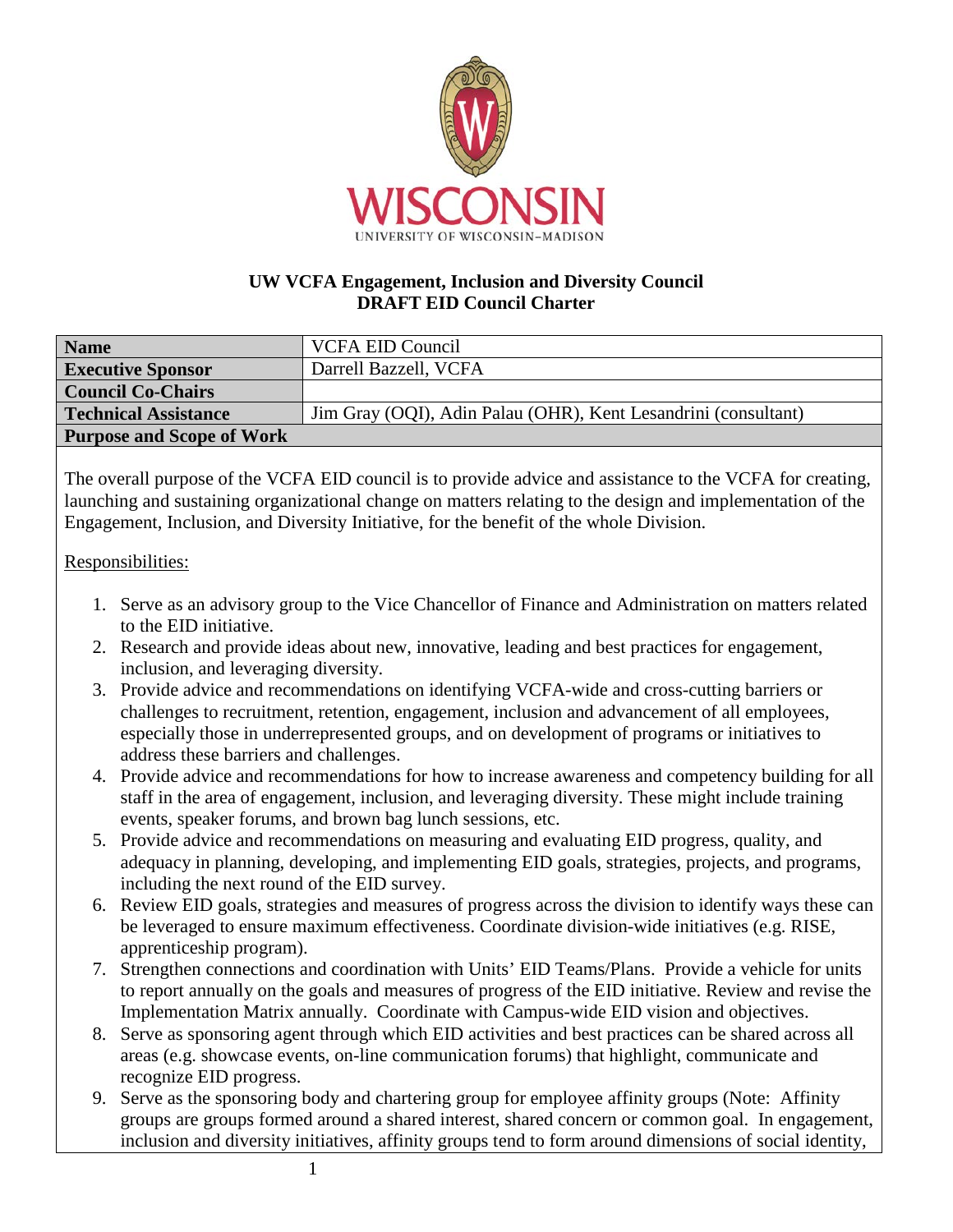# UW VCFA Engagement, Inclusion and Diversity Council
## DRAFT EID Council Charter

| **Name** | VCFA EID Council |
|---|---|
| **Executive Sponsor** | Darrell Bazzell, VCFA |
| **Council Co-Chairs** | |
| **Technical Assistance** | Jim Gray (OQI), Adin Palau (OHR), Kent Lesandrini (consultant) |

**Purpose and Scope of Work**

The overall purpose of the VCFA EID council is to provide advice and assistance to the VCFA for creating, launching and sustaining organizational change on matters relating to the design and implementation of the Engagement, Inclusion, and Diversity Initiative, for the benefit of the whole Division.

Responsibilities:

1. Serve as an advisory group to the Vice Chancellor of Finance and Administration on matters related to the EID initiative.
2. Research and provide ideas about new, innovative, leading and best practices for engagement, inclusion, and leveraging diversity.
3. Provide advice and recommendations on identifying VCFA-wide and cross-cutting barriers or challenges to recruitment, retention, engagement, inclusion and advancement of all employees, especially those in underrepresented groups, and on development of programs or initiatives to address these barriers and challenges.
4. Provide advice and recommendations for how to increase awareness and competency building for all staff in the area of engagement, inclusion, and leveraging diversity. These might include training events, speaker forums, and brown bag lunch sessions, etc.
5. Provide advice and recommendations on measuring and evaluating EID progress, quality, and adequacy in planning, developing, and implementing EID goals, strategies, projects, and programs, including the next round of the EID survey.
6. Review EID goals, strategies and measures of progress across the division to identify ways these can be leveraged to ensure maximum effectiveness. Coordinate division-wide initiatives (e.g. RISE, apprenticeship program).
7. Strengthen connections and coordination with Units' EID Teams/Plans. Provide a vehicle for units to report annually on the goals and measures of progress of the EID initiative. Review and revise the Implementation Matrix annually. Coordinate with Campus-wide EID vision and objectives.
8. Serve as sponsoring agent through which EID activities and best practices can be shared across all areas (e.g. showcase events, on-line communication forums) that highlight, communicate and recognize EID progress.
9. Serve as the sponsoring body and chartering group for employee affinity groups (Note: Affinity groups are groups formed around a shared interest, shared concern or common goal. In engagement, inclusion and diversity initiatives, affinity groups tend to form around dimensions of social identity,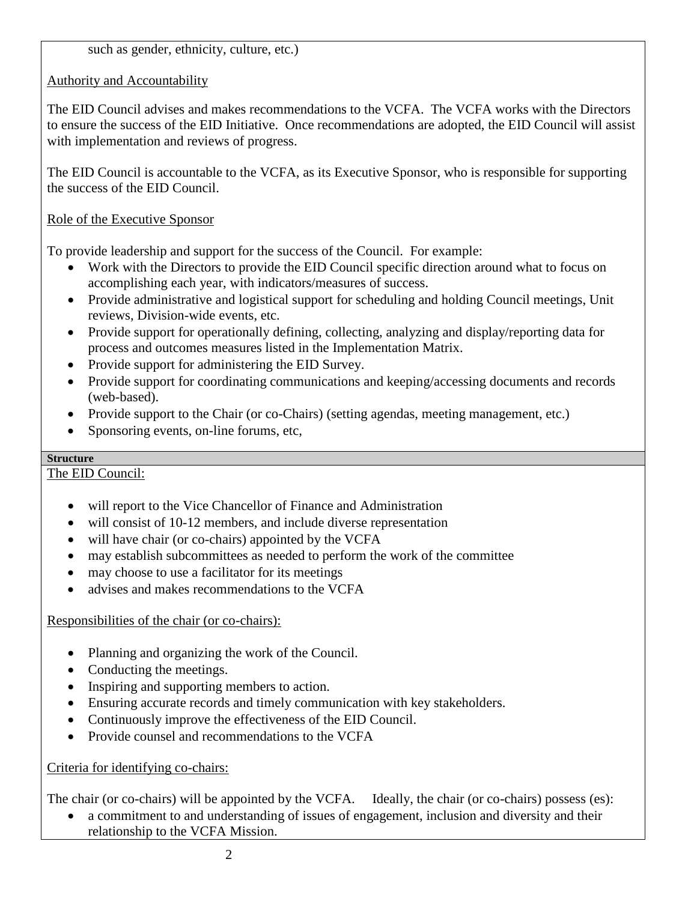such as gender, ethnicity, culture, etc.)

Authority and Accountability

The EID Council advises and makes recommendations to the VCFA. The VCFA works with the Directors to ensure the success of the EID Initiative. Once recommendations are adopted, the EID Council will assist with implementation and reviews of progress.

The EID Council is accountable to the VCFA, as its Executive Sponsor, who is responsible for supporting the success of the EID Council.

Role of the Executive Sponsor

To provide leadership and support for the success of the Council. For example:

- Work with the Directors to provide the EID Council specific direction around what to focus on accomplishing each year, with indicators/measures of success.
- Provide administrative and logistical support for scheduling and holding Council meetings, Unit reviews, Division-wide events, etc.
- Provide support for operationally defining, collecting, analyzing and display/reporting data for process and outcomes measures listed in the Implementation Matrix.
- Provide support for administering the EID Survey.
- Provide support for coordinating communications and keeping/accessing documents and records (web-based).
- Provide support to the Chair (or co-Chairs) (setting agendas, meeting management, etc.)
- Sponsoring events, on-line forums, etc,

**Structure**

The EID Council:

- will report to the Vice Chancellor of Finance and Administration
- will consist of 10-12 members, and include diverse representation
- will have chair (or co-chairs) appointed by the VCFA
- may establish subcommittees as needed to perform the work of the committee
- may choose to use a facilitator for its meetings
- advises and makes recommendations to the VCFA

Responsibilities of the chair (or co-chairs):

- Planning and organizing the work of the Council.
- Conducting the meetings.
- Inspiring and supporting members to action.
- Ensuring accurate records and timely communication with key stakeholders.
- Continuously improve the effectiveness of the EID Council.
- Provide counsel and recommendations to the VCFA

Criteria for identifying co-chairs:

The chair (or co-chairs) will be appointed by the VCFA. Ideally, the chair (or co-chairs) possess (es):

- a commitment to and understanding of issues of engagement, inclusion and diversity and their relationship to the VCFA Mission.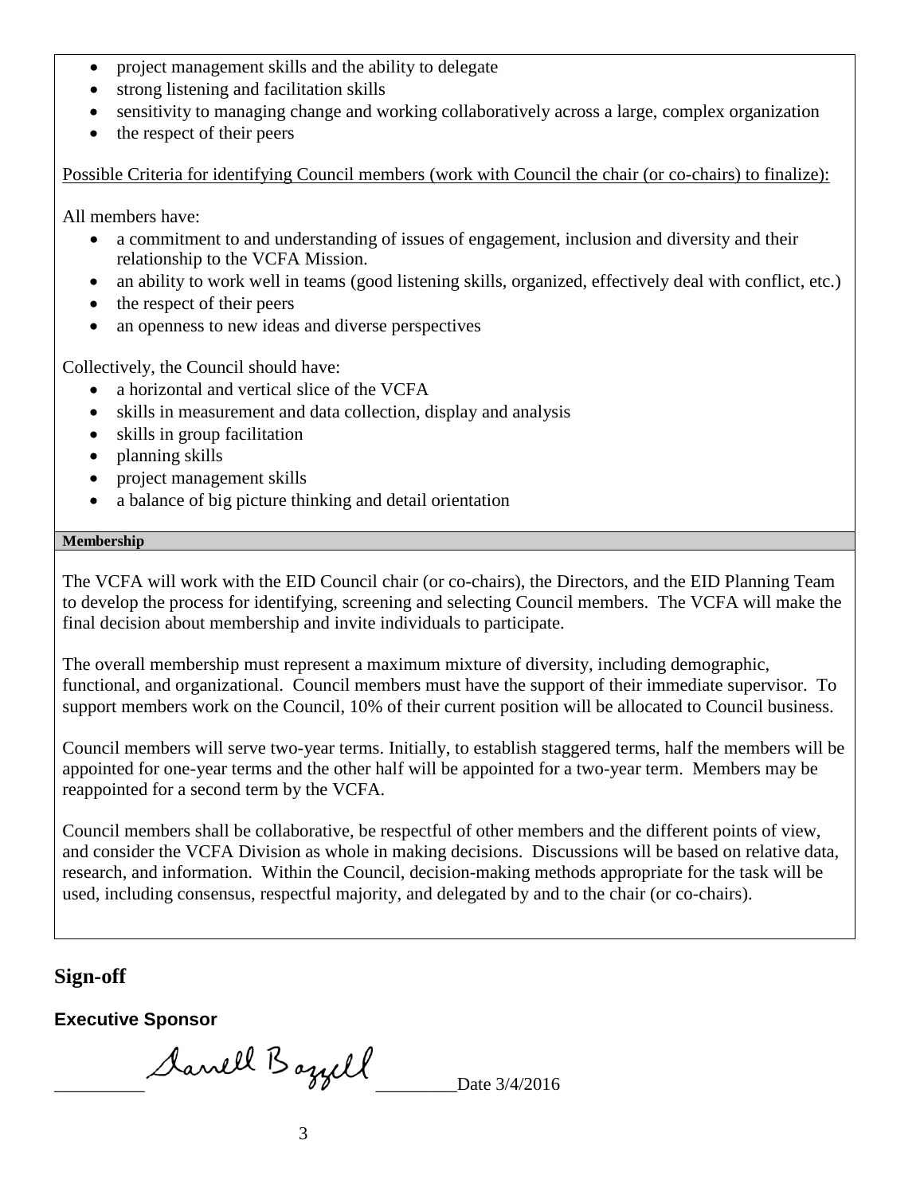- project management skills and the ability to delegate
- strong listening and facilitation skills
- sensitivity to managing change and working collaboratively across a large, complex organization
- the respect of their peers

Possible Criteria for identifying Council members (work with Council the chair (or co-chairs) to finalize):

All members have:

- a commitment to and understanding of issues of engagement, inclusion and diversity and their relationship to the VCFA Mission.
- an ability to work well in teams (good listening skills, organized, effectively deal with conflict, etc.)
- the respect of their peers
- an openness to new ideas and diverse perspectives

Collectively, the Council should have:

- a horizontal and vertical slice of the VCFA
- skills in measurement and data collection, display and analysis
- skills in group facilitation
- planning skills
- project management skills
- a balance of big picture thinking and detail orientation

**Membership**

The VCFA will work with the EID Council chair (or co-chairs), the Directors, and the EID Planning Team to develop the process for identifying, screening and selecting Council members. The VCFA will make the final decision about membership and invite individuals to participate.

The overall membership must represent a maximum mixture of diversity, including demographic, functional, and organizational. Council members must have the support of their immediate supervisor. To support members work on the Council, 10% of their current position will be allocated to Council business.

Council members will serve two-year terms. Initially, to establish staggered terms, half the members will be appointed for one-year terms and the other half will be appointed for a two-year term. Members may be reappointed for a second term by the VCFA.

Council members shall be collaborative, be respectful of other members and the different points of view, and consider the VCFA Division as whole in making decisions. Discussions will be based on relative data, research, and information. Within the Council, decision-making methods appropriate for the task will be used, including consensus, respectful majority, and delegated by and to the chair (or co-chairs).

## Sign-off

### Executive Sponsor

Sarell Bozzell Date 3/4/2016